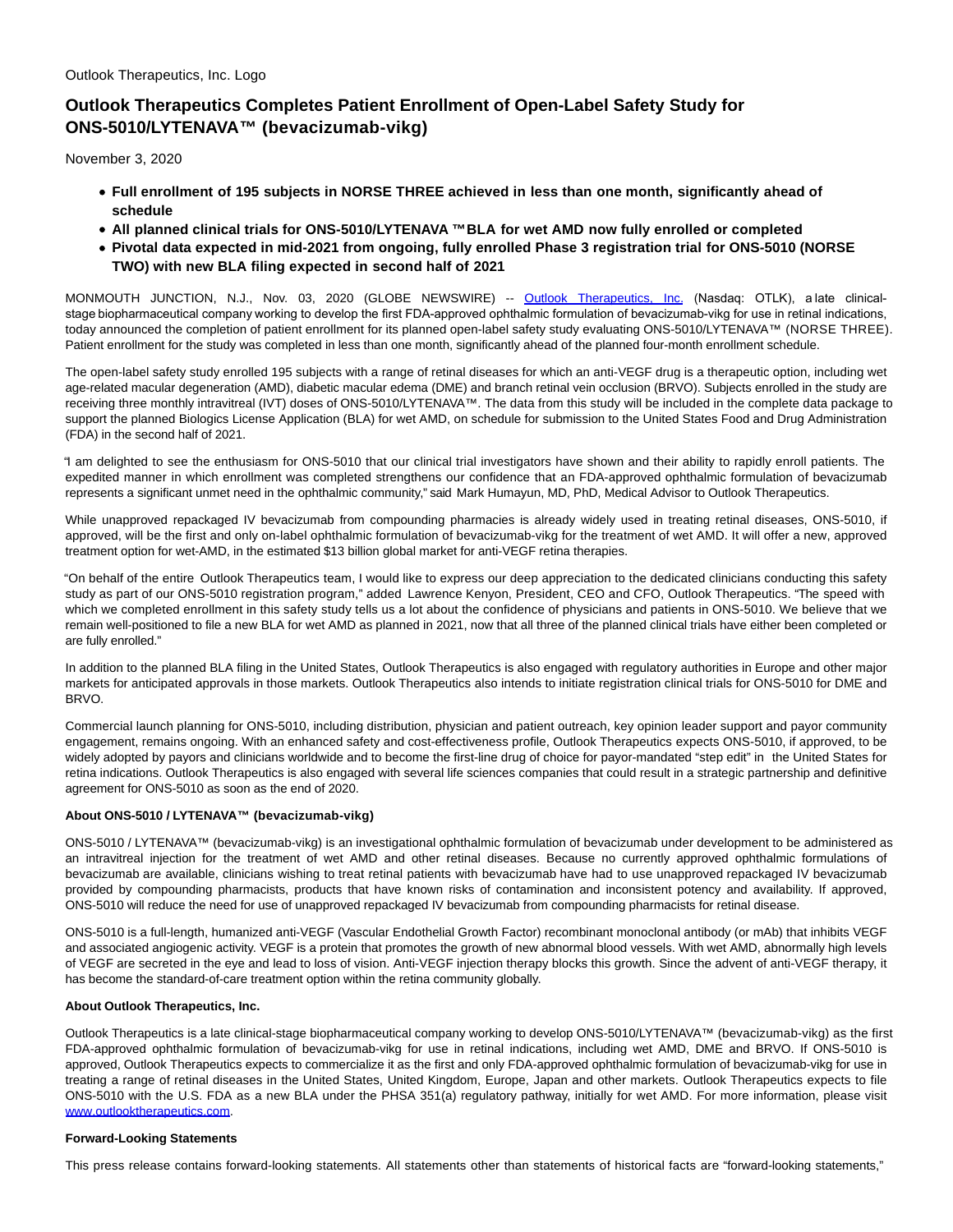Outlook Therapeutics, Inc. Logo

# Outlook Therapeutics Completes Patient Enrollment of Open-Label Safety Study for ONS-5010/LYTENAVA™ (bevacizumab-vikg)

November 3, 2020

- **Full enrollment of 195 subjects in NORSE THREE achieved in less than one month, significantly ahead of schedule**
- **All planned clinical trials for ONS-5010/LYTENAVA ™BLA for wet AMD now fully enrolled or completed**
- **Pivotal data expected in mid-2021 from ongoing, fully enrolled Phase 3 registration trial for ONS-5010 (NORSE TWO) with new BLA filing expected in second half of 2021**

MONMOUTH JUNCTION, N.J., Nov. 03, 2020 (GLOBE NEWSWIRE) -- Outlook Therapeutics, Inc. (Nasdaq: OTLK), a late clinical-stage biopharmaceutical company working to develop the first FDA-approved ophthalmic formulation of bevacizumab-vikg for use in retinal indications, today announced the completion of patient enrollment for its planned open-label safety study evaluating ONS-5010/LYTENAVA™ (NORSE THREE). Patient enrollment for the study was completed in less than one month, significantly ahead of the planned four-month enrollment schedule.

The open-label safety study enrolled 195 subjects with a range of retinal diseases for which an anti-VEGF drug is a therapeutic option, including wet age-related macular degeneration (AMD), diabetic macular edema (DME) and branch retinal vein occlusion (BRVO). Subjects enrolled in the study are receiving three monthly intravitreal (IVT) doses of ONS-5010/LYTENAVA™. The data from this study will be included in the complete data package to support the planned Biologics License Application (BLA) for wet AMD, on schedule for submission to the United States Food and Drug Administration (FDA) in the second half of 2021.

"I am delighted to see the enthusiasm for ONS-5010 that our clinical trial investigators have shown and their ability to rapidly enroll patients. The expedited manner in which enrollment was completed strengthens our confidence that an FDA-approved ophthalmic formulation of bevacizumab represents a significant unmet need in the ophthalmic community," said Mark Humayun, MD, PhD, Medical Advisor to Outlook Therapeutics.

While unapproved repackaged IV bevacizumab from compounding pharmacies is already widely used in treating retinal diseases, ONS-5010, if approved, will be the first and only on-label ophthalmic formulation of bevacizumab-vikg for the treatment of wet AMD. It will offer a new, approved treatment option for wet-AMD, in the estimated $13 billion global market for anti-VEGF retina therapies.

"On behalf of the entire Outlook Therapeutics team, I would like to express our deep appreciation to the dedicated clinicians conducting this safety study as part of our ONS-5010 registration program," added Lawrence Kenyon, President, CEO and CFO, Outlook Therapeutics. "The speed with which we completed enrollment in this safety study tells us a lot about the confidence of physicians and patients in ONS-5010. We believe that we remain well-positioned to file a new BLA for wet AMD as planned in 2021, now that all three of the planned clinical trials have either been completed or are fully enrolled."

In addition to the planned BLA filing in the United States, Outlook Therapeutics is also engaged with regulatory authorities in Europe and other major markets for anticipated approvals in those markets. Outlook Therapeutics also intends to initiate registration clinical trials for ONS-5010 for DME and BRVO.

Commercial launch planning for ONS-5010, including distribution, physician and patient outreach, key opinion leader support and payor community engagement, remains ongoing. With an enhanced safety and cost-effectiveness profile, Outlook Therapeutics expects ONS-5010, if approved, to be widely adopted by payors and clinicians worldwide and to become the first-line drug of choice for payor-mandated "step edit" in the United States for retina indications. Outlook Therapeutics is also engaged with several life sciences companies that could result in a strategic partnership and definitive agreement for ONS-5010 as soon as the end of 2020.

**About ONS-5010 / LYTENAVA™ (bevacizumab-vikg)**

ONS-5010 / LYTENAVA™ (bevacizumab-vikg) is an investigational ophthalmic formulation of bevacizumab under development to be administered as an intravitreal injection for the treatment of wet AMD and other retinal diseases. Because no currently approved ophthalmic formulations of bevacizumab are available, clinicians wishing to treat retinal patients with bevacizumab have had to use unapproved repackaged IV bevacizumab provided by compounding pharmacists, products that have known risks of contamination and inconsistent potency and availability. If approved, ONS-5010 will reduce the need for use of unapproved repackaged IV bevacizumab from compounding pharmacists for retinal disease.

ONS-5010 is a full-length, humanized anti-VEGF (Vascular Endothelial Growth Factor) recombinant monoclonal antibody (or mAb) that inhibits VEGF and associated angiogenic activity. VEGF is a protein that promotes the growth of new abnormal blood vessels. With wet AMD, abnormally high levels of VEGF are secreted in the eye and lead to loss of vision. Anti-VEGF injection therapy blocks this growth. Since the advent of anti-VEGF therapy, it has become the standard-of-care treatment option within the retina community globally.

**About Outlook Therapeutics, Inc.**

Outlook Therapeutics is a late clinical-stage biopharmaceutical company working to develop ONS-5010/LYTENAVA™ (bevacizumab-vikg) as the first FDA-approved ophthalmic formulation of bevacizumab-vikg for use in retinal indications, including wet AMD, DME and BRVO. If ONS-5010 is approved, Outlook Therapeutics expects to commercialize it as the first and only FDA-approved ophthalmic formulation of bevacizumab-vikg for use in treating a range of retinal diseases in the United States, United Kingdom, Europe, Japan and other markets. Outlook Therapeutics expects to file ONS-5010 with the U.S. FDA as a new BLA under the PHSA 351(a) regulatory pathway, initially for wet AMD. For more information, please visit www.outlooktherapeutics.com.

**Forward-Looking Statements**

This press release contains forward-looking statements. All statements other than statements of historical facts are "forward-looking statements,"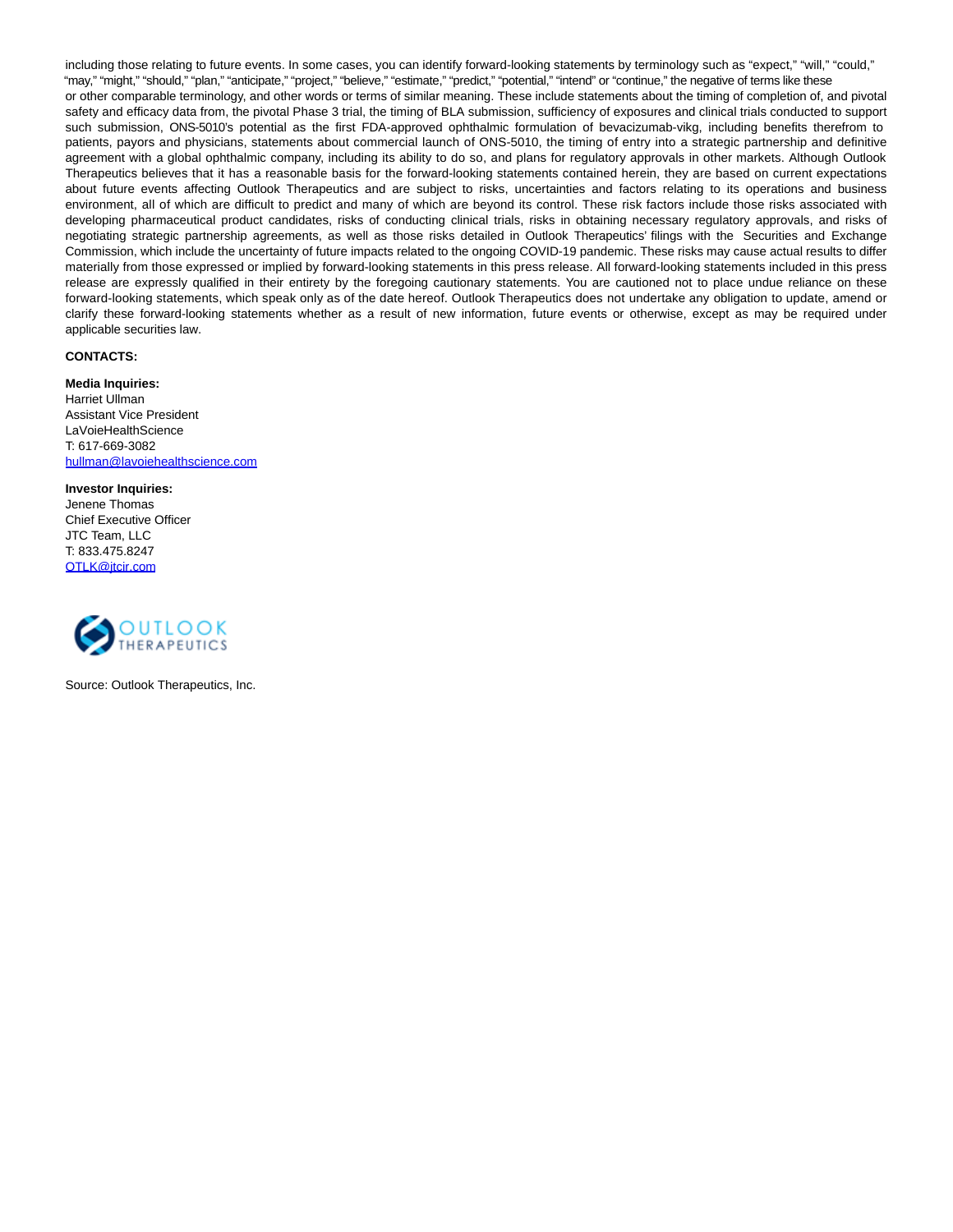including those relating to future events. In some cases, you can identify forward-looking statements by terminology such as "expect," "will," "could," "may," "might," "should," "plan," "anticipate," "project," "believe," "estimate," "predict," "potential," "intend" or "continue," the negative of terms like these or other comparable terminology, and other words or terms of similar meaning. These include statements about the timing of completion of, and pivotal safety and efficacy data from, the pivotal Phase 3 trial, the timing of BLA submission, sufficiency of exposures and clinical trials conducted to support such submission, ONS-5010's potential as the first FDA-approved ophthalmic formulation of bevacizumab-vikg, including benefits therefrom to patients, payors and physicians, statements about commercial launch of ONS-5010, the timing of entry into a strategic partnership and definitive agreement with a global ophthalmic company, including its ability to do so, and plans for regulatory approvals in other markets. Although Outlook Therapeutics believes that it has a reasonable basis for the forward-looking statements contained herein, they are based on current expectations about future events affecting Outlook Therapeutics and are subject to risks, uncertainties and factors relating to its operations and business environment, all of which are difficult to predict and many of which are beyond its control. These risk factors include those risks associated with developing pharmaceutical product candidates, risks of conducting clinical trials, risks in obtaining necessary regulatory approvals, and risks of negotiating strategic partnership agreements, as well as those risks detailed in Outlook Therapeutics' filings with the Securities and Exchange Commission, which include the uncertainty of future impacts related to the ongoing COVID-19 pandemic. These risks may cause actual results to differ materially from those expressed or implied by forward-looking statements in this press release. All forward-looking statements included in this press release are expressly qualified in their entirety by the foregoing cautionary statements. You are cautioned not to place undue reliance on these forward-looking statements, which speak only as of the date hereof. Outlook Therapeutics does not undertake any obligation to update, amend or clarify these forward-looking statements whether as a result of new information, future events or otherwise, except as may be required under applicable securities law.

**CONTACTS:**

**Media Inquiries:**
Harriet Ullman
Assistant Vice President
LaVoieHealthScience
T: 617-669-3082
hullman@lavoiehealthscience.com

**Investor Inquiries:**
Jenene Thomas
Chief Executive Officer
JTC Team, LLC
T: 833.475.8247
OTLK@jtcir.com

OUTLOOK THERAPEUTICS

Source: Outlook Therapeutics, Inc.